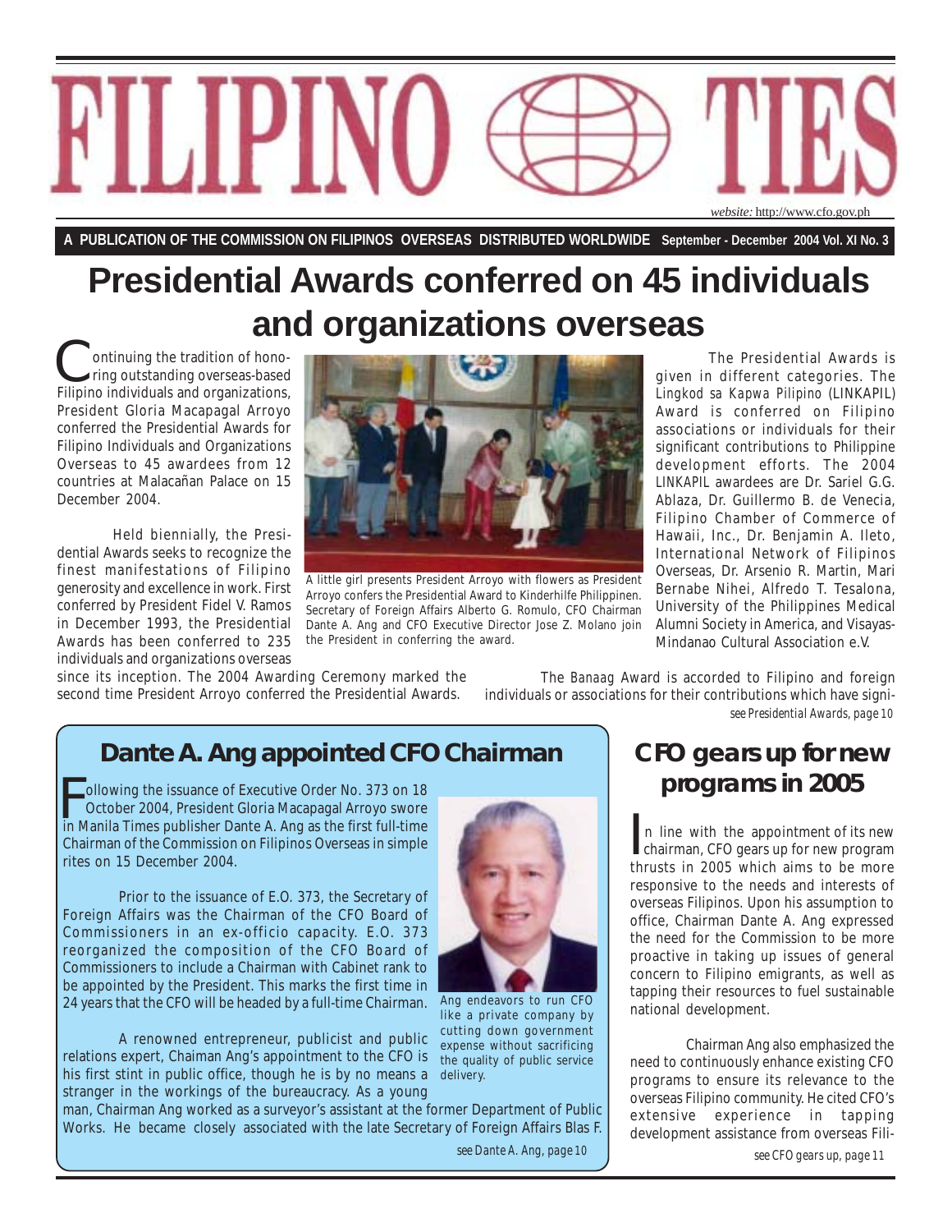# FILIPINO TIES

*website:* http://www.cfo.gov.ph

**A PUBLICATION OF THE COMMISSION ON FILIPINOS OVERSEAS DISTRIBUTED WORLDWIDE September - December 2004 Vol. XI No. 3**

# Presidential Awards conferred on 45 individuals and organizations overseas

Continuing the tradition of honoring outstanding overseas-based Filipino individuals and organizations, President Gloria Macapagal Arroyo conferred the Presidential Awards for Filipino Individuals and Organizations Overseas to 45 awardees from 12 countries at Malacañan Palace on 15 December 2004.

Held biennially, the Presidential Awards seeks to recognize the finest manifestations of Filipino generosity and excellence in work. First conferred by President Fidel V. Ramos in December 1993, the Presidential Awards has been conferred to 235 individuals and organizations overseas since its inception. The 2004 Awarding Ceremony marked the second time President Arroyo conferred the Presidential Awards.

A little girl presents President Arroyo with flowers as President Arroyo confers the Presidential Award to Kinderhilfe Philippinen. Secretary of Foreign Affairs Alberto G. Romulo, CFO Chairman Dante A. Ang and CFO Executive Director Jose Z. Molano join the President in conferring the award.

The Presidential Awards is given in different categories. The *Lingkod sa Kapwa Pilipino* (LINKAPIL) Award is conferred on Filipino associations or individuals for their significant contributions to Philippine development efforts. The 2004 LINKAPIL awardees are Dr. Sariel G.G. Ablaza, Dr. Guillermo B. de Venecia, Filipino Chamber of Commerce of Hawaii, Inc., Dr. Benjamin A. Ileto, International Network of Filipinos Overseas, Dr. Arsenio R. Martin, Mari Bernabe Nihei, Alfredo T. Tesalona, University of the Philippines Medical Alumni Society in America, and Visayas-Mindanao Cultural Association e.V.

The *Banaag* Award is accorded to Filipino and foreign individuals or associations for their contributions which have signi-

*see Presidential Awards, page 10*

## Dante A. Ang appointed CFO Chairman

Following the issuance of Executive Order No. 373 on 18 October 2004, President Gloria Macapagal Arroyo swore in Manila Times publisher Dante A. Ang as the first full-time Chairman of the Commission on Filipinos Overseas in simple rites on 15 December 2004.

Prior to the issuance of E.O. 373, the Secretary of Foreign Affairs was the Chairman of the CFO Board of Commissioners in an ex-officio capacity. E.O. 373 reorganized the composition of the CFO Board of Commissioners to include a Chairman with Cabinet rank to be appointed by the President. This marks the first time in 24 years that the CFO will be headed by a full-time Chairman.

A renowned entrepreneur, publicist and public relations expert, Chaiman Ang's appointment to the CFO is his first stint in public office, though he is by no means a stranger in the workings of the bureaucracy. As a young man, Chairman Ang worked as a surveyor's assistant at the former Department of Public Works. He became closely associated with the late Secretary of Foreign Affairs Blas F.

Ang endeavors to run CFO like a private company by cutting down government expense without sacrificing the quality of public service delivery.

*see Dante A. Ang, page 10*

## CFO gears up for new programs in 2005

In line with the appointment of its new chairman, CFO gears up for new program thrusts in 2005 which aims to be more responsive to the needs and interests of overseas Filipinos. Upon his assumption to office, Chairman Dante A. Ang expressed the need for the Commission to be more proactive in taking up issues of general concern to Filipino emigrants, as well as tapping their resources to fuel sustainable national development.

Chairman Ang also emphasized the need to continuously enhance existing CFO programs to ensure its relevance to the overseas Filipino community. He cited CFO's extensive experience in tapping development assistance from overseas Fili-

*see CFO gears up, page 11*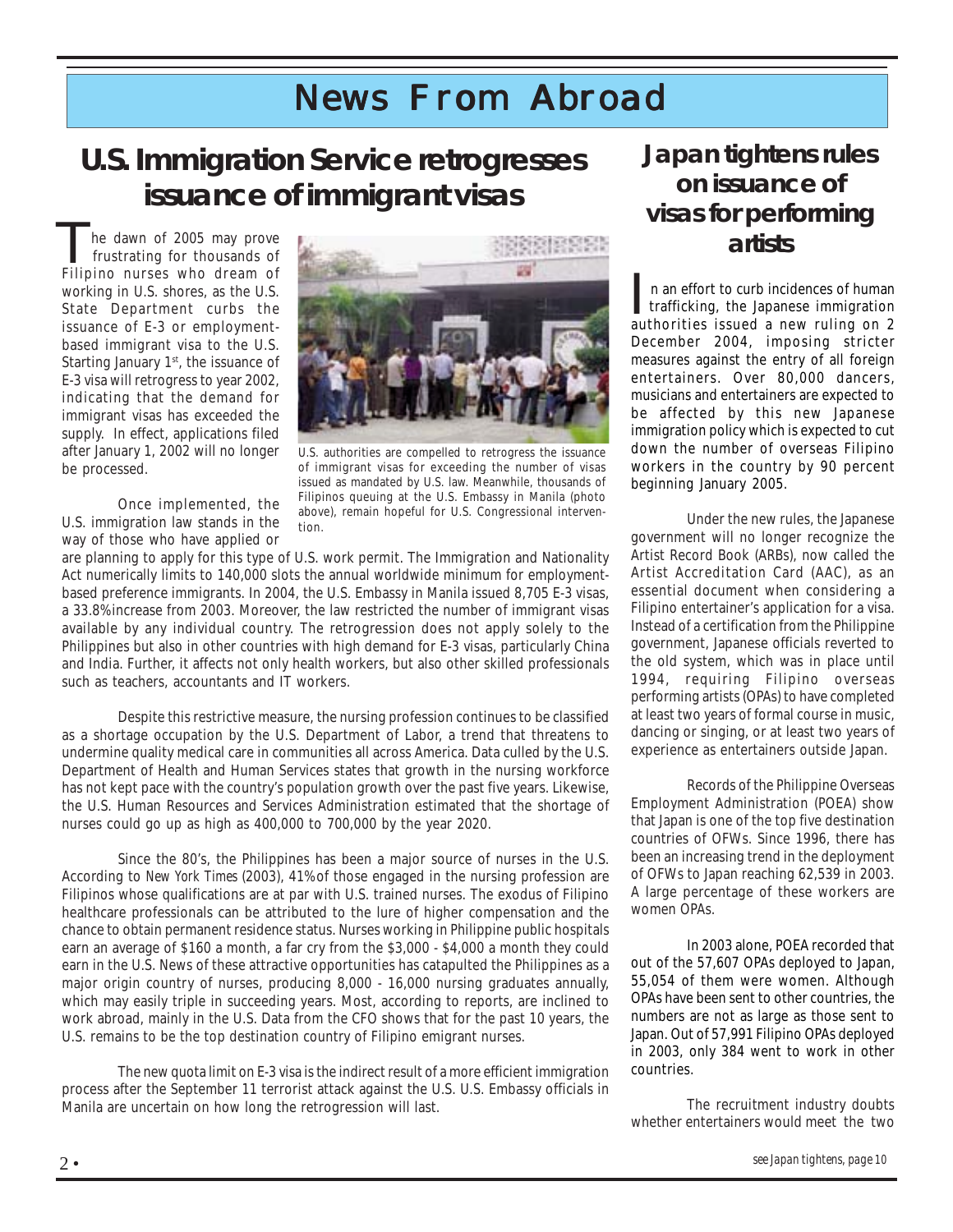# News From Abroad

## U.S. Immigration Service retrogresses issuance of immigrant visas

The dawn of 2005 may prove frustrating for thousands of Filipino nurses who dream of working in U.S. shores, as the U.S. State Department curbs the issuance of E-3 or employment-based immigrant visa to the U.S. Starting January 1st, the issuance of E-3 visa will retrogress to year 2002, indicating that the demand for immigrant visas has exceeded the supply. In effect, applications filed after January 1, 2002 will no longer be processed.

U.S. authorities are compelled to retrogress the issuance of immigrant visas for exceeding the number of visas issued as mandated by U.S. law. Meanwhile, thousands of Filipinos queuing at the U.S. Embassy in Manila (photo above), remain hopeful for U.S. Congressional intervention.

Once implemented, the U.S. immigration law stands in the way of those who have applied or are planning to apply for this type of U.S. work permit. The Immigration and Nationality Act numerically limits to 140,000 slots the annual worldwide minimum for employment-based preference immigrants. In 2004, the U.S. Embassy in Manila issued 8,705 E-3 visas, a 33.8% increase from 2003. Moreover, the law restricted the number of immigrant visas available by any individual country. The retrogression does not apply solely to the Philippines but also in other countries with high demand for E-3 visas, particularly China and India. Further, it affects not only health workers, but also other skilled professionals such as teachers, accountants and IT workers.

Despite this restrictive measure, the nursing profession continues to be classified as a shortage occupation by the U.S. Department of Labor, a trend that threatens to undermine quality medical care in communities all across America. Data culled by the U.S. Department of Health and Human Services states that growth in the nursing workforce has not kept pace with the country's population growth over the past five years. Likewise, the U.S. Human Resources and Services Administration estimated that the shortage of nurses could go up as high as 400,000 to 700,000 by the year 2020.

Since the 80's, the Philippines has been a major source of nurses in the U.S. According to *New York Times* (2003), 41% of those engaged in the nursing profession are Filipinos whose qualifications are at par with U.S. trained nurses. The exodus of Filipino healthcare professionals can be attributed to the lure of higher compensation and the chance to obtain permanent residence status. Nurses working in Philippine public hospitals earn an average of $160 a month, a far cry from the $3,000 - $4,000 a month they could earn in the U.S. News of these attractive opportunities has catapulted the Philippines as a major origin country of nurses, producing 8,000 - 16,000 nursing graduates annually, which may easily triple in succeeding years. Most, according to reports, are inclined to work abroad, mainly in the U.S. Data from the CFO shows that for the past 10 years, the U.S. remains to be the top destination country of Filipino emigrant nurses.

The new quota limit on E-3 visa is the indirect result of a more efficient immigration process after the September 11 terrorist attack against the U.S. U.S. Embassy officials in Manila are uncertain on how long the retrogression will last.

## Japan tightens rules on issuance of visas for performing artists

In an effort to curb incidences of human trafficking, the Japanese immigration authorities issued a new ruling on 2 December 2004, imposing stricter measures against the entry of all foreign entertainers. Over 80,000 dancers, musicians and entertainers are expected to be affected by this new Japanese immigration policy which is expected to cut down the number of overseas Filipino workers in the country by 90 percent beginning January 2005.

Under the new rules, the Japanese government will no longer recognize the Artist Record Book (ARBs), now called the Artist Accreditation Card (AAC), as an essential document when considering a Filipino entertainer's application for a visa. Instead of a certification from the Philippine government, Japanese officials reverted to the old system, which was in place until 1994, requiring Filipino overseas performing artists (OPAs) to have completed at least two years of formal course in music, dancing or singing, or at least two years of experience as entertainers outside Japan.

Records of the Philippine Overseas Employment Administration (POEA) show that Japan is one of the top five destination countries of OFWs. Since 1996, there has been an increasing trend in the deployment of OFWs to Japan reaching 62,539 in 2003. A large percentage of these workers are women OPAs.

In 2003 alone, POEA recorded that out of the 57,607 OPAs deployed to Japan, 55,054 of them were women. Although OPAs have been sent to other countries, the numbers are not as large as those sent to Japan. Out of 57,991 Filipino OPAs deployed in 2003, only 384 went to work in other countries.

The recruitment industry doubts whether entertainers would meet the two

*see Japan tightens, page 10*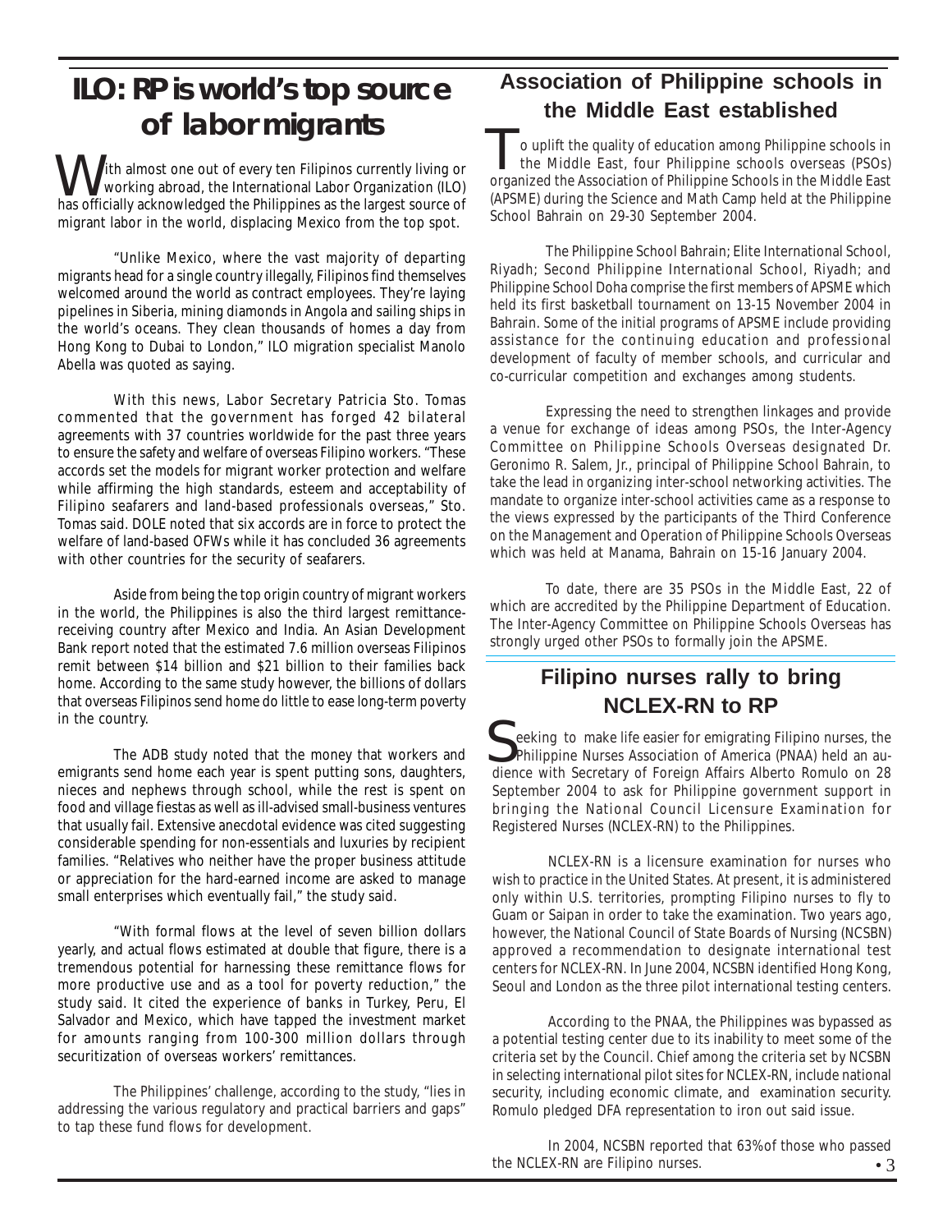# ILO: RP is world's top source of labor migrants

With almost one out of every ten Filipinos currently living or working abroad, the International Labor Organization (ILO) has officially acknowledged the Philippines as the largest source of migrant labor in the world, displacing Mexico from the top spot.

"Unlike Mexico, where the vast majority of departing migrants head for a single country illegally, Filipinos find themselves welcomed around the world as contract employees. They're laying pipelines in Siberia, mining diamonds in Angola and sailing ships in the world's oceans. They clean thousands of homes a day from Hong Kong to Dubai to London," ILO migration specialist Manolo Abella was quoted as saying.

With this news, Labor Secretary Patricia Sto. Tomas commented that the government has forged 42 bilateral agreements with 37 countries worldwide for the past three years to ensure the safety and welfare of overseas Filipino workers. "These accords set the models for migrant worker protection and welfare while affirming the high standards, esteem and acceptability of Filipino seafarers and land-based professionals overseas," Sto. Tomas said. DOLE noted that six accords are in force to protect the welfare of land-based OFWs while it has concluded 36 agreements with other countries for the security of seafarers.

Aside from being the top origin country of migrant workers in the world, the Philippines is also the third largest remittance-receiving country after Mexico and India. An Asian Development Bank report noted that the estimated 7.6 million overseas Filipinos remit between $14 billion and $21 billion to their families back home. According to the same study however, the billions of dollars that overseas Filipinos send home do little to ease long-term poverty in the country.

The ADB study noted that the money that workers and emigrants send home each year is spent putting sons, daughters, nieces and nephews through school, while the rest is spent on food and village fiestas as well as ill-advised small-business ventures that usually fail. Extensive anecdotal evidence was cited suggesting considerable spending for non-essentials and luxuries by recipient families. "Relatives who neither have the proper business attitude or appreciation for the hard-earned income are asked to manage small enterprises which eventually fail," the study said.

"With formal flows at the level of seven billion dollars yearly, and actual flows estimated at double that figure, there is a tremendous potential for harnessing these remittance flows for more productive use and as a tool for poverty reduction," the study said. It cited the experience of banks in Turkey, Peru, El Salvador and Mexico, which have tapped the investment market for amounts ranging from 100-300 million dollars through securitization of overseas workers' remittances.

The Philippines' challenge, according to the study, "lies in addressing the various regulatory and practical barriers and gaps" to tap these fund flows for development.

# Association of Philippine schools in the Middle East established

To uplift the quality of education among Philippine schools in the Middle East, four Philippine schools overseas (PSOs) organized the Association of Philippine Schools in the Middle East (APSME) during the Science and Math Camp held at the Philippine School Bahrain on 29-30 September 2004.

The Philippine School Bahrain; Elite International School, Riyadh; Second Philippine International School, Riyadh; and Philippine School Doha comprise the first members of APSME which held its first basketball tournament on 13-15 November 2004 in Bahrain. Some of the initial programs of APSME include providing assistance for the continuing education and professional development of faculty of member schools, and curricular and co-curricular competition and exchanges among students.

Expressing the need to strengthen linkages and provide a venue for exchange of ideas among PSOs, the Inter-Agency Committee on Philippine Schools Overseas designated Dr. Geronimo R. Salem, Jr., principal of Philippine School Bahrain, to take the lead in organizing inter-school networking activities. The mandate to organize inter-school activities came as a response to the views expressed by the participants of the Third Conference on the Management and Operation of Philippine Schools Overseas which was held at Manama, Bahrain on 15-16 January 2004.

To date, there are 35 PSOs in the Middle East, 22 of which are accredited by the Philippine Department of Education. The Inter-Agency Committee on Philippine Schools Overseas has strongly urged other PSOs to formally join the APSME.

# Filipino nurses rally to bring NCLEX-RN to RP

Seeking to make life easier for emigrating Filipino nurses, the Philippine Nurses Association of America (PNAA) held an audience with Secretary of Foreign Affairs Alberto Romulo on 28 September 2004 to ask for Philippine government support in bringing the National Council Licensure Examination for Registered Nurses (NCLEX-RN) to the Philippines.

NCLEX-RN is a licensure examination for nurses who wish to practice in the United States. At present, it is administered only within U.S. territories, prompting Filipino nurses to fly to Guam or Saipan in order to take the examination. Two years ago, however, the National Council of State Boards of Nursing (NCSBN) approved a recommendation to designate international test centers for NCLEX-RN. In June 2004, NCSBN identified Hong Kong, Seoul and London as the three pilot international testing centers.

According to the PNAA, the Philippines was bypassed as a potential testing center due to its inability to meet some of the criteria set by the Council. Chief among the criteria set by NCSBN in selecting international pilot sites for NCLEX-RN, include national security, including economic climate, and examination security. Romulo pledged DFA representation to iron out said issue.

In 2004, NCSBN reported that 63% of those who passed the NCLEX-RN are Filipino nurses.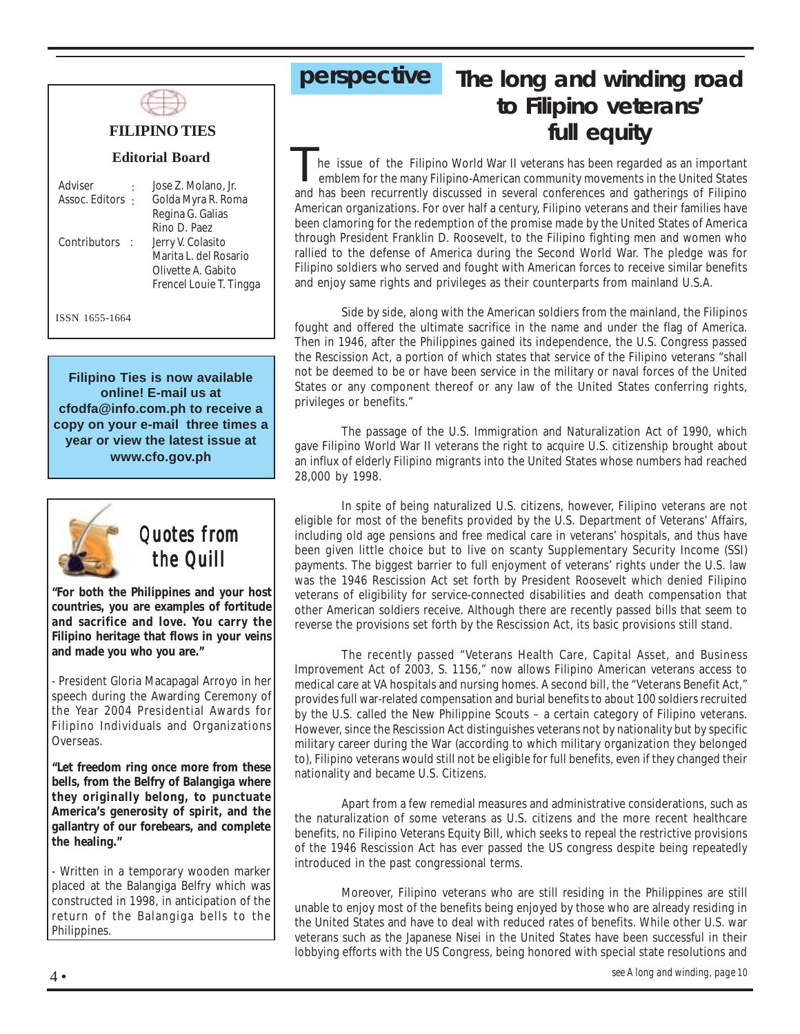## FILIPINO TIES

### Editorial Board

Adviser : Jose Z. Molano, Jr.
Assoc. Editors : Golda Myra R. Roma
Regina G. Galias
Rino D. Paez
Contributors : Jerry V. Colasito
Marita L. del Rosario
Olivette A. Gabito
Frencel Louie T. Tingga

ISSN 1655-1664

**Filipino Ties is now available online! E-mail us at cfodfa@info.com.ph to receive a copy on your e-mail three times a year or view the latest issue at www.cfo.gov.ph**

## *Quotes from the Quill*

**"For both the Philippines and your host countries, you are examples of fortitude and sacrifice and love. You carry the Filipino heritage that flows in your veins and made you who you are."**

- President Gloria Macapagal Arroyo in her speech during the Awarding Ceremony of the Year 2004 Presidential Awards for Filipino Individuals and Organizations Overseas.

**"Let freedom ring once more from these bells, from the Belfry of Balangiga where they originally belong, to punctuate America's generosity of spirit, and the gallantry of our forebears, and complete the healing."**

- Written in a temporary wooden marker placed at the Balangiga Belfry which was constructed in 1998, in anticipation of the return of the Balangiga bells to the Philippines.

**perspective**

# The long and winding road to Filipino veterans' full equity

The issue of the Filipino World War II veterans has been regarded as an important emblem for the many Filipino-American community movements in the United States and has been recurrently discussed in several conferences and gatherings of Filipino American organizations. For over half a century, Filipino veterans and their families have been clamoring for the redemption of the promise made by the United States of America through President Franklin D. Roosevelt, to the Filipino fighting men and women who rallied to the defense of America during the Second World War. The pledge was for Filipino soldiers who served and fought with American forces to receive similar benefits and enjoy same rights and privileges as their counterparts from mainland U.S.A.

Side by side, along with the American soldiers from the mainland, the Filipinos fought and offered the ultimate sacrifice in the name and under the flag of America. Then in 1946, after the Philippines gained its independence, the U.S. Congress passed the Rescission Act, a portion of which states that service of the Filipino veterans "shall not be deemed to be or have been service in the military or naval forces of the United States or any component thereof or any law of the United States conferring rights, privileges or benefits."

The passage of the U.S. Immigration and Naturalization Act of 1990, which gave Filipino World War II veterans the right to acquire U.S. citizenship brought about an influx of elderly Filipino migrants into the United States whose numbers had reached 28,000 by 1998.

In spite of being naturalized U.S. citizens, however, Filipino veterans are not eligible for most of the benefits provided by the U.S. Department of Veterans' Affairs, including old age pensions and free medical care in veterans' hospitals, and thus have been given little choice but to live on scanty Supplementary Security Income (SSI) payments. The biggest barrier to full enjoyment of veterans' rights under the U.S. law was the 1946 Rescission Act set forth by President Roosevelt which denied Filipino veterans of eligibility for service-connected disabilities and death compensation that other American soldiers receive. Although there are recently passed bills that seem to reverse the provisions set forth by the Rescission Act, its basic provisions still stand.

The recently passed "Veterans Health Care, Capital Asset, and Business Improvement Act of 2003, S. 1156," now allows Filipino American veterans access to medical care at VA hospitals and nursing homes. A second bill, the "Veterans Benefit Act," provides full war-related compensation and burial benefits to about 100 soldiers recruited by the U.S. called the New Philippine Scouts – a certain category of Filipino veterans. However, since the Rescission Act distinguishes veterans not by nationality but by specific military career during the War (according to which military organization they belonged to), Filipino veterans would still not be eligible for full benefits, even if they changed their nationality and became U.S. Citizens.

Apart from a few remedial measures and administrative considerations, such as the naturalization of some veterans as U.S. citizens and the more recent healthcare benefits, no Filipino Veterans Equity Bill, which seeks to repeal the restrictive provisions of the 1946 Rescission Act has ever passed the US congress despite being repeatedly introduced in the past congressional terms.

Moreover, Filipino veterans who are still residing in the Philippines are still unable to enjoy most of the benefits being enjoyed by those who are already residing in the United States and have to deal with reduced rates of benefits. While other U.S. war veterans such as the Japanese Nisei in the United States have been successful in their lobbying efforts with the US Congress, being honored with special state resolutions and

*see A long and winding, page 10*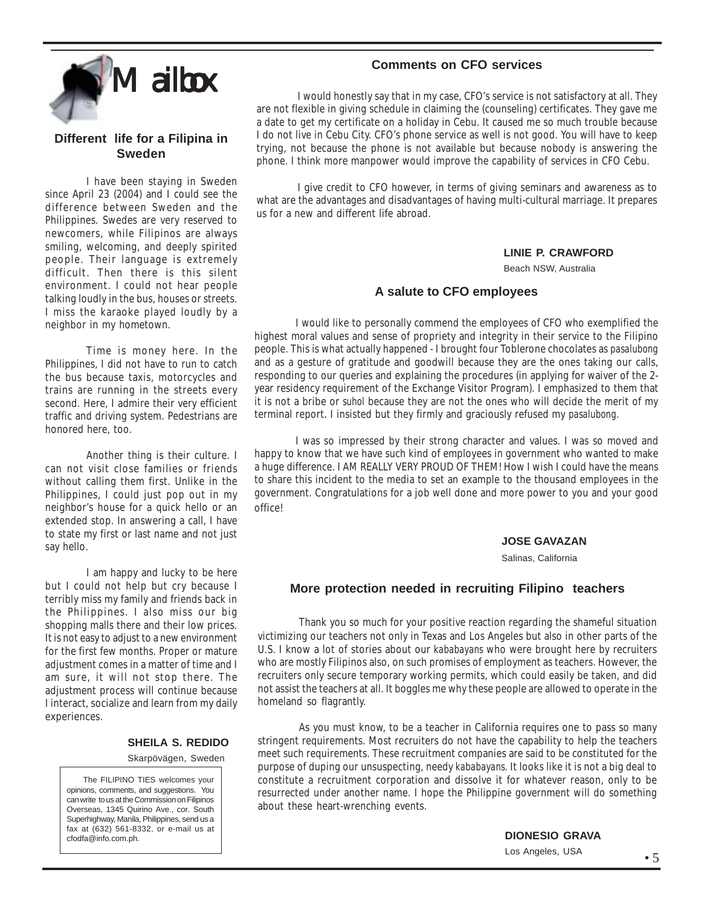# Mailbox

## Different life for a Filipina in Sweden

I have been staying in Sweden since April 23 (2004) and I could see the difference between Sweden and the Philippines. Swedes are very reserved to newcomers, while Filipinos are always smiling, welcoming, and deeply spirited people. Their language is extremely difficult. Then there is this silent environment. I could not hear people talking loudly in the bus, houses or streets. I miss the karaoke played loudly by a neighbor in my hometown.

Time is money here. In the Philippines, I did not have to run to catch the bus because taxis, motorcycles and trains are running in the streets every second. Here, I admire their very efficient traffic and driving system. Pedestrians are honored here, too.

Another thing is their culture. I can not visit close families or friends without calling them first. Unlike in the Philippines, I could just pop out in my neighbor's house for a quick hello or an extended stop. In answering a call, I have to state my first or last name and not just say hello.

I am happy and lucky to be here but I could not help but cry because I terribly miss my family and friends back in the Philippines. I also miss our big shopping malls there and their low prices. It is not easy to adjust to a new environment for the first few months. Proper or mature adjustment comes in a matter of time and I am sure, it will not stop there. The adjustment process will continue because I interact, socialize and learn from my daily experiences.

**SHEILA S. REDIDO**
Skarpövägen, Sweden

> The FILIPINO TIES welcomes your opinions, comments, and suggestions. You can write to us at the Commission on Filipinos Overseas, 1345 Quirino Ave., cor. South Superhighway, Manila, Philippines, send us a fax at (632) 561-8332, or e-mail us at cfodfa@info.com.ph.

## Comments on CFO services

I would honestly say that in my case, CFO's service is not satisfactory at all. They are not flexible in giving schedule in claiming the (counseling) certificates. They gave me a date to get my certificate on a holiday in Cebu. It caused me so much trouble because I do not live in Cebu City. CFO's phone service as well is not good. You will have to keep trying, not because the phone is not available but because nobody is answering the phone. I think more manpower would improve the capability of services in CFO Cebu.

I give credit to CFO however, in terms of giving seminars and awareness as to what are the advantages and disadvantages of having multi-cultural marriage. It prepares us for a new and different life abroad.

**LINIE P. CRAWFORD**
Beach NSW, Australia

## A salute to CFO employees

I would like to personally commend the employees of CFO who exemplified the highest moral values and sense of propriety and integrity in their service to the Filipino people. This is what actually happened - I brought four Toblerone chocolates as *pasalubong* and as a gesture of gratitude and goodwill because they are the ones taking our calls, responding to our queries and explaining the procedures (in applying for waiver of the 2-year residency requirement of the Exchange Visitor Program). I emphasized to them that it is not a bribe or *suhol* because they are not the ones who will decide the merit of my terminal report. I insisted but they firmly and graciously refused my *pasalubong*.

I was so impressed by their strong character and values. I was so moved and happy to know that we have such kind of employees in government who wanted to make a huge difference. I AM REALLY VERY PROUD OF THEM! How I wish I could have the means to share this incident to the media to set an example to the thousand employees in the government. Congratulations for a job well done and more power to you and your good office!

**JOSE GAVAZAN**
Salinas, California

## More protection needed in recruiting Filipino teachers

Thank you so much for your positive reaction regarding the shameful situation victimizing our teachers not only in Texas and Los Angeles but also in other parts of the U.S. I know a lot of stories about our *kababayans* who were brought here by recruiters who are mostly Filipinos also, on such promises of employment as teachers. However, the recruiters only secure temporary working permits, which could easily be taken, and did not assist the teachers at all. It boggles me why these people are allowed to operate in the homeland so flagrantly.

As you must know, to be a teacher in California requires one to pass so many stringent requirements. Most recruiters do not have the capability to help the teachers meet such requirements. These recruitment companies are said to be constituted for the purpose of duping our unsuspecting, needy *kababayans*. It looks like it is not a big deal to constitute a recruitment corporation and dissolve it for whatever reason, only to be resurrected under another name. I hope the Philippine government will do something about these heart-wrenching events.

**DIONESIO GRAVA**
Los Angeles, USA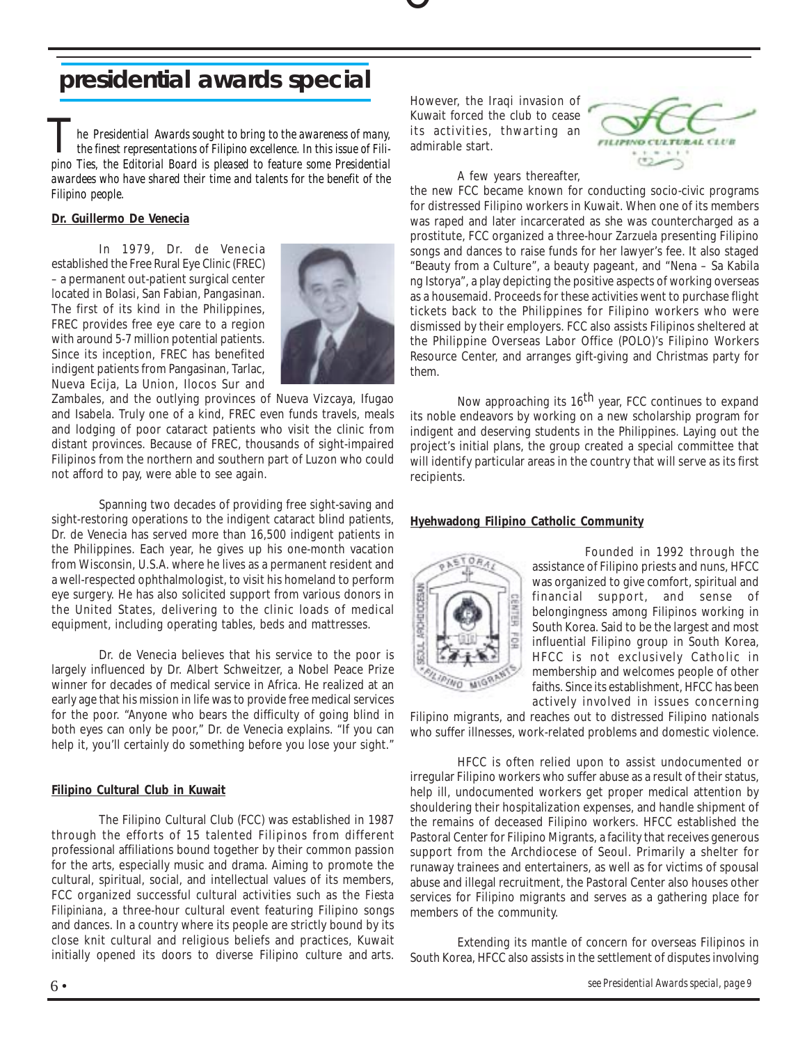## presidential awards special

*The Presidential Awards sought to bring to the awareness of many, the finest representations of Filipino excellence. In this issue of Filipino Ties, the Editorial Board is pleased to feature some Presidential awardees who have shared their time and talents for the benefit of the Filipino people.*

**Dr. Guillermo De Venecia**

In 1979, Dr. de Venecia established the Free Rural Eye Clinic (FREC) – a permanent out-patient surgical center located in Bolasi, San Fabian, Pangasinan. The first of its kind in the Philippines, FREC provides free eye care to a region with around 5-7 million potential patients. Since its inception, FREC has benefited indigent patients from Pangasinan, Tarlac, Nueva Ecija, La Union, Ilocos Sur and Zambales, and the outlying provinces of Nueva Vizcaya, Ifugao and Isabela. Truly one of a kind, FREC even funds travels, meals and lodging of poor cataract patients who visit the clinic from distant provinces. Because of FREC, thousands of sight-impaired Filipinos from the northern and southern part of Luzon who could not afford to pay, were able to see again.

Spanning two decades of providing free sight-saving and sight-restoring operations to the indigent cataract blind patients, Dr. de Venecia has served more than 16,500 indigent patients in the Philippines. Each year, he gives up his one-month vacation from Wisconsin, U.S.A. where he lives as a permanent resident and a well-respected ophthalmologist, to visit his homeland to perform eye surgery. He has also solicited support from various donors in the United States, delivering to the clinic loads of medical equipment, including operating tables, beds and mattresses.

Dr. de Venecia believes that his service to the poor is largely influenced by Dr. Albert Schweitzer, a Nobel Peace Prize winner for decades of medical service in Africa. He realized at an early age that his mission in life was to provide free medical services for the poor. "Anyone who bears the difficulty of going blind in both eyes can only be poor," Dr. de Venecia explains. "If you can help it, you'll certainly do something before you lose your sight."

**Filipino Cultural Club in Kuwait**

The Filipino Cultural Club (FCC) was established in 1987 through the efforts of 15 talented Filipinos from different professional affiliations bound together by their common passion for the arts, especially music and drama. Aiming to promote the cultural, spiritual, social, and intellectual values of its members, FCC organized successful cultural activities such as the *Fiesta Filipiniana*, a three-hour cultural event featuring Filipino songs and dances. In a country where its people are strictly bound by its close knit cultural and religious beliefs and practices, Kuwait initially opened its doors to diverse Filipino culture and arts. However, the Iraqi invasion of Kuwait forced the club to cease its activities, thwarting an admirable start.

A few years thereafter, the new FCC became known for conducting socio-civic programs for distressed Filipino workers in Kuwait. When one of its members was raped and later incarcerated as she was countercharged as a prostitute, FCC organized a three-hour *Zarzuela* presenting Filipino songs and dances to raise funds for her lawyer's fee. It also staged "Beauty from a Culture", a beauty pageant, and "Nena – Sa Kabila ng Istorya", a play depicting the positive aspects of working overseas as a housemaid. Proceeds for these activities went to purchase flight tickets back to the Philippines for Filipino workers who were dismissed by their employers. FCC also assists Filipinos sheltered at the Philippine Overseas Labor Office (POLO)'s Filipino Workers Resource Center, and arranges gift-giving and Christmas party for them.

Now approaching its 16th year, FCC continues to expand its noble endeavors by working on a new scholarship program for indigent and deserving students in the Philippines. Laying out the project's initial plans, the group created a special committee that will identify particular areas in the country that will serve as its first recipients.

**Hyehwadong Filipino Catholic Community**

Founded in 1992 through the assistance of Filipino priests and nuns, HFCC was organized to give comfort, spiritual and financial support, and sense of belongingness among Filipinos working in South Korea. Said to be the largest and most influential Filipino group in South Korea, HFCC is not exclusively Catholic in membership and welcomes people of other faiths. Since its establishment, HFCC has been actively involved in issues concerning Filipino migrants, and reaches out to distressed Filipino nationals who suffer illnesses, work-related problems and domestic violence.

HFCC is often relied upon to assist undocumented or irregular Filipino workers who suffer abuse as a result of their status, help ill, undocumented workers get proper medical attention by shouldering their hospitalization expenses, and handle shipment of the remains of deceased Filipino workers. HFCC established the Pastoral Center for Filipino Migrants, a facility that receives generous support from the Archdiocese of Seoul. Primarily a shelter for runaway trainees and entertainers, as well as for victims of spousal abuse and illegal recruitment, the Pastoral Center also houses other services for Filipino migrants and serves as a gathering place for members of the community.

Extending its mantle of concern for overseas Filipinos in South Korea, HFCC also assists in the settlement of disputes involving

*see Presidential Awards special, page 9*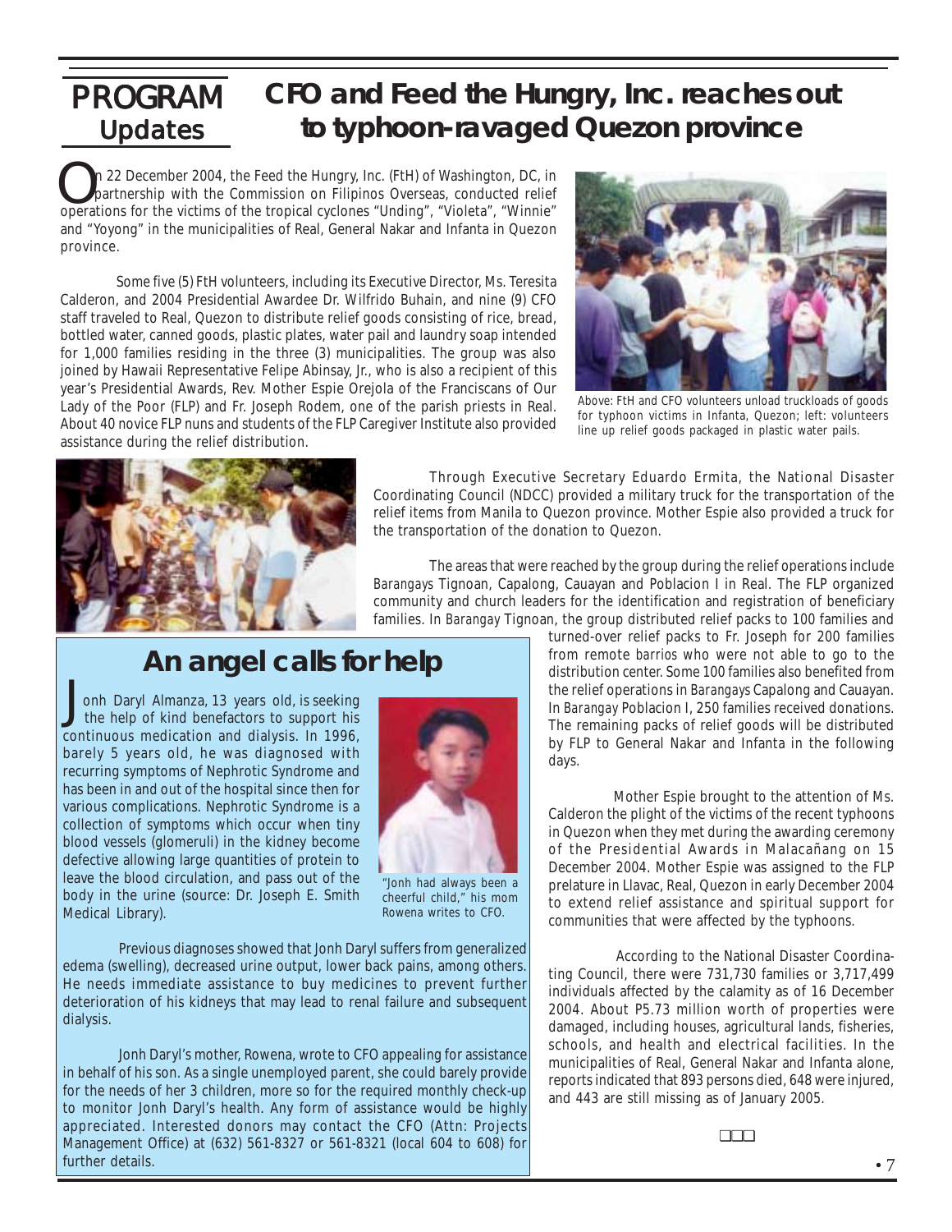## PROGRAM Updates

# CFO and Feed the Hungry, Inc. reaches out to typhoon-ravaged Quezon province

On 22 December 2004, the Feed the Hungry, Inc. (FtH) of Washington, DC, in partnership with the Commission on Filipinos Overseas, conducted relief operations for the victims of the tropical cyclones "Unding", "Violeta", "Winnie" and "Yoyong" in the municipalities of Real, General Nakar and Infanta in Quezon province.

Some five (5) FtH volunteers, including its Executive Director, Ms. Teresita Calderon, and 2004 Presidential Awardee Dr. Wilfrido Buhain, and nine (9) CFO staff traveled to Real, Quezon to distribute relief goods consisting of rice, bread, bottled water, canned goods, plastic plates, water pail and laundry soap intended for 1,000 families residing in the three (3) municipalities. The group was also joined by Hawaii Representative Felipe Abinsay, Jr., who is also a recipient of this year's Presidential Awards, Rev. Mother Espie Orejola of the Franciscans of Our Lady of the Poor (FLP) and Fr. Joseph Rodem, one of the parish priests in Real. About 40 novice FLP nuns and students of the FLP Caregiver Institute also provided assistance during the relief distribution.

Above: FtH and CFO volunteers unload truckloads of goods for typhoon victims in Infanta, Quezon; left: volunteers line up relief goods packaged in plastic water pails.

Through Executive Secretary Eduardo Ermita, the National Disaster Coordinating Council (NDCC) provided a military truck for the transportation of the relief items from Manila to Quezon province. Mother Espie also provided a truck for the transportation of the donation to Quezon.

The areas that were reached by the group during the relief operations include *Barangays* Tignoan, Capalong, Cauayan and Poblacion I in Real. The FLP organized community and church leaders for the identification and registration of beneficiary families. In *Barangay* Tignoan, the group distributed relief packs to 100 families and turned-over relief packs to Fr. Joseph for 200 families from remote *barrios* who were not able to go to the distribution center. Some 100 families also benefited from the relief operations in *Barangays* Capalong and Cauayan. In *Barangay* Poblacion I, 250 families received donations. The remaining packs of relief goods will be distributed by FLP to General Nakar and Infanta in the following days.

Mother Espie brought to the attention of Ms. Calderon the plight of the victims of the recent typhoons in Quezon when they met during the awarding ceremony of the Presidential Awards in Malacañang on 15 December 2004. Mother Espie was assigned to the FLP prelature in Llavac, Real, Quezon in early December 2004 to extend relief assistance and spiritual support for communities that were affected by the typhoons.

According to the National Disaster Coordinating Council, there were 731,730 families or 3,717,499 individuals affected by the calamity as of 16 December 2004. About P5.73 million worth of properties were damaged, including houses, agricultural lands, fisheries, schools, and health and electrical facilities. In the municipalities of Real, General Nakar and Infanta alone, reports indicated that 893 persons died, 648 were injured, and 443 are still missing as of January 2005.

❑❑❑

## An angel calls for help

Jonh Daryl Almanza, 13 years old, is seeking the help of kind benefactors to support his continuous medication and dialysis. In 1996, barely 5 years old, he was diagnosed with recurring symptoms of Nephrotic Syndrome and has been in and out of the hospital since then for various complications. Nephrotic Syndrome is a collection of symptoms which occur when tiny blood vessels (glomeruli) in the kidney become defective allowing large quantities of protein to leave the blood circulation, and pass out of the body in the urine (source: Dr. Joseph E. Smith Medical Library).

"Jonh had always been a cheerful child," his mom Rowena writes to CFO.

Previous diagnoses showed that Jonh Daryl suffers from generalized edema (swelling), decreased urine output, lower back pains, among others. He needs immediate assistance to buy medicines to prevent further deterioration of his kidneys that may lead to renal failure and subsequent dialysis.

Jonh Daryl's mother, Rowena, wrote to CFO appealing for assistance in behalf of his son. As a single unemployed parent, she could barely provide for the needs of her 3 children, more so for the required monthly check-up to monitor Jonh Daryl's health. Any form of assistance would be highly appreciated. Interested donors may contact the CFO (Attn: Projects Management Office) at (632) 561-8327 or 561-8321 (local 604 to 608) for further details.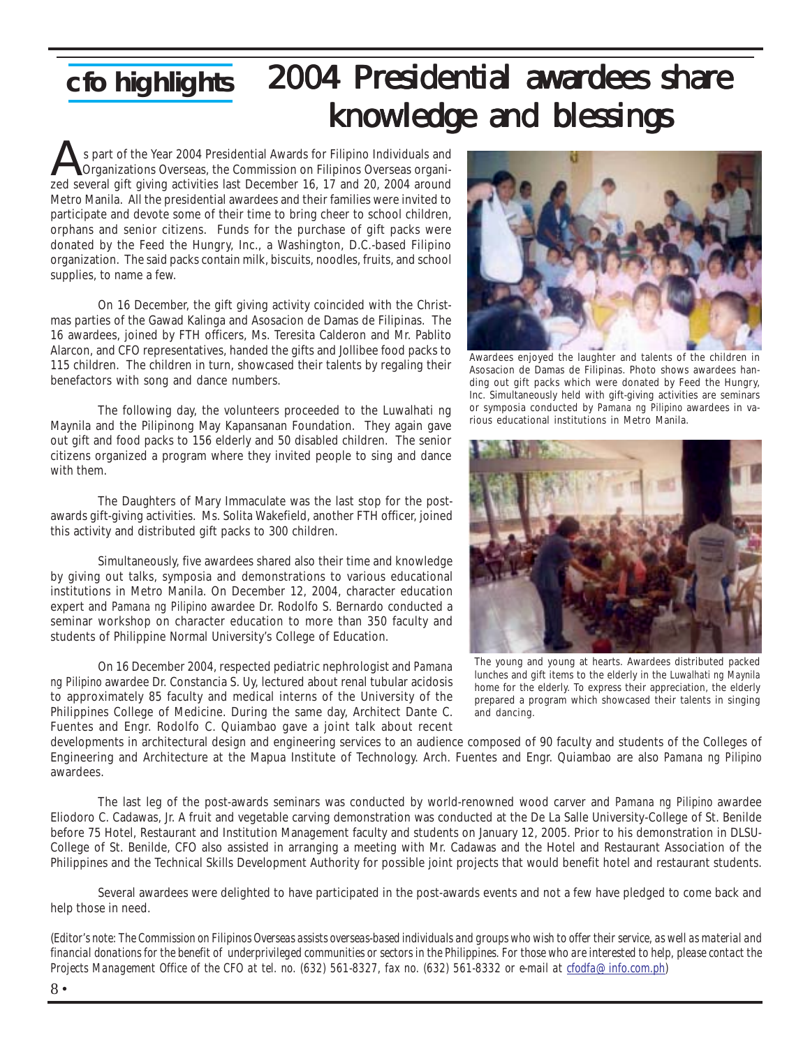**cfo highlights**

# 2004 Presidential awardees share knowledge and blessings

As part of the Year 2004 Presidential Awards for Filipino Individuals and Organizations Overseas, the Commission on Filipinos Overseas organized several gift giving activities last December 16, 17 and 20, 2004 around Metro Manila. All the presidential awardees and their families were invited to participate and devote some of their time to bring cheer to school children, orphans and senior citizens. Funds for the purchase of gift packs were donated by the Feed the Hungry, Inc., a Washington, D.C.-based Filipino organization. The said packs contain milk, biscuits, noodles, fruits, and school supplies, to name a few.

On 16 December, the gift giving activity coincided with the Christmas parties of the Gawad Kalinga and Asosacion de Damas de Filipinas. The 16 awardees, joined by FTH officers, Ms. Teresita Calderon and Mr. Pablito Alarcon, and CFO representatives, handed the gifts and Jollibee food packs to 115 children. The children in turn, showcased their talents by regaling their benefactors with song and dance numbers.

The following day, the volunteers proceeded to the Luwalhati ng Maynila and the Pilipinong May Kapansanan Foundation. They again gave out gift and food packs to 156 elderly and 50 disabled children. The senior citizens organized a program where they invited people to sing and dance with them.

The Daughters of Mary Immaculate was the last stop for the post-awards gift-giving activities. Ms. Solita Wakefield, another FTH officer, joined this activity and distributed gift packs to 300 children.

Simultaneously, five awardees shared also their time and knowledge by giving out talks, symposia and demonstrations to various educational institutions in Metro Manila. On December 12, 2004, character education expert and *Pamana ng Pilipino* awardee Dr. Rodolfo S. Bernardo conducted a seminar workshop on character education to more than 350 faculty and students of Philippine Normal University's College of Education.

On 16 December 2004, respected pediatric nephrologist and *Pamana ng Pilipino* awardee Dr. Constancia S. Uy, lectured about renal tubular acidosis to approximately 85 faculty and medical interns of the University of the Philippines College of Medicine. During the same day, Architect Dante C. Fuentes and Engr. Rodolfo C. Quiambao gave a joint talk about recent developments in architectural design and engineering services to an audience composed of 90 faculty and students of the Colleges of Engineering and Architecture at the Mapua Institute of Technology. Arch. Fuentes and Engr. Quiambao are also *Pamana ng Pilipino* awardees.

Awardees enjoyed the laughter and talents of the children in Asosacion de Damas de Filipinas. Photo shows awardees handing out gift packs which were donated by Feed the Hungry, Inc. Simultaneously held with gift-giving activities are seminars or symposia conducted by *Pamana ng Pilipino* awardees in various educational institutions in Metro Manila.

The young and young at hearts. Awardees distributed packed lunches and gift items to the elderly in the *Luwalhati ng Maynila* home for the elderly. To express their appreciation, the elderly prepared a program which showcased their talents in singing and dancing.

The last leg of the post-awards seminars was conducted by world-renowned wood carver and *Pamana ng Pilipino* awardee Eliodoro C. Cadawas, Jr. A fruit and vegetable carving demonstration was conducted at the De La Salle University-College of St. Benilde before 75 Hotel, Restaurant and Institution Management faculty and students on January 12, 2005. Prior to his demonstration in DLSU-College of St. Benilde, CFO also assisted in arranging a meeting with Mr. Cadawas and the Hotel and Restaurant Association of the Philippines and the Technical Skills Development Authority for possible joint projects that would benefit hotel and restaurant students.

Several awardees were delighted to have participated in the post-awards events and not a few have pledged to come back and help those in need.

*(Editor's note: The Commission on Filipinos Overseas assists overseas-based individuals and groups who wish to offer their service, as well as material and financial donations for the benefit of underprivileged communities or sectors in the Philippines. For those who are interested to help, please contact the Projects Management Office of the CFO at tel. no. (632) 561-8327, fax no. (632) 561-8332 or e-mail at cfodfa@info.com.ph)*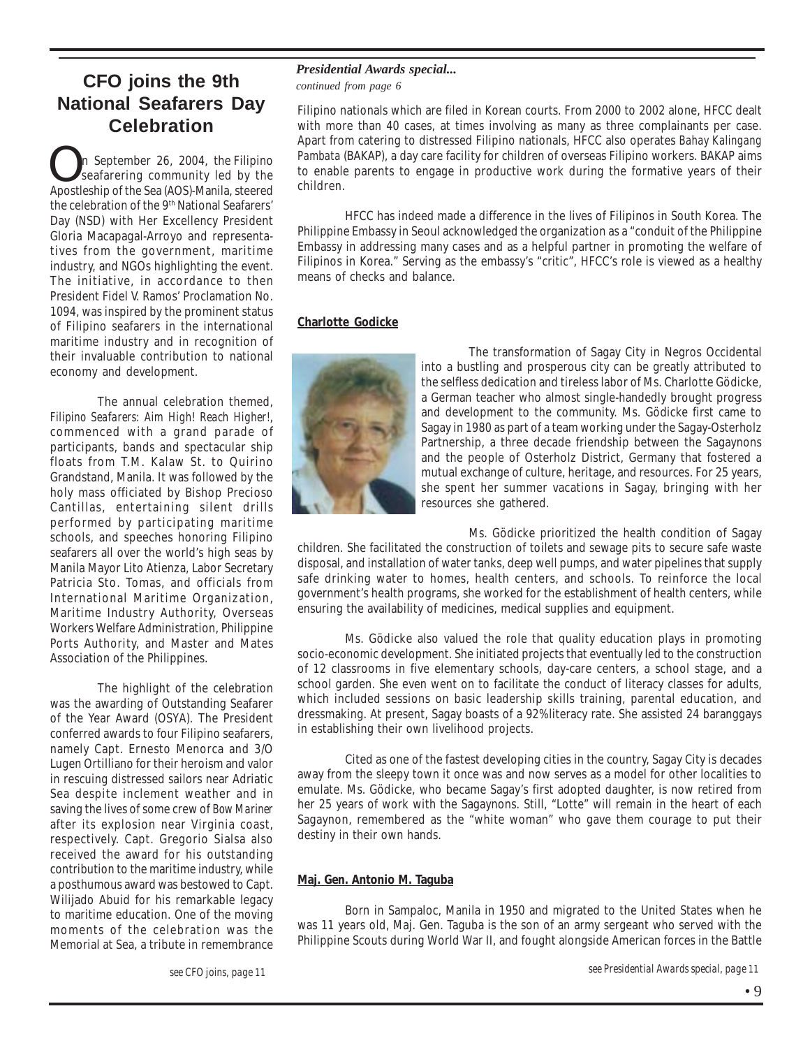## CFO joins the 9th National Seafarers Day Celebration

On September 26, 2004, the Filipino seafarering community led by the Apostleship of the Sea (AOS)-Manila, steered the celebration of the 9th National Seafarers' Day (NSD) with Her Excellency President Gloria Macapagal-Arroyo and representatives from the government, maritime industry, and NGOs highlighting the event. The initiative, in accordance to then President Fidel V. Ramos' Proclamation No. 1094, was inspired by the prominent status of Filipino seafarers in the international maritime industry and in recognition of their invaluable contribution to national economy and development.

The annual celebration themed, *Filipino Seafarers: Aim High! Reach Higher!*, commenced with a grand parade of participants, bands and spectacular ship floats from T.M. Kalaw St. to Quirino Grandstand, Manila. It was followed by the holy mass officiated by Bishop Precioso Cantillas, entertaining silent drills performed by participating maritime schools, and speeches honoring Filipino seafarers all over the world's high seas by Manila Mayor Lito Atienza, Labor Secretary Patricia Sto. Tomas, and officials from International Maritime Organization, Maritime Industry Authority, Overseas Workers Welfare Administration, Philippine Ports Authority, and Master and Mates Association of the Philippines.

The highlight of the celebration was the awarding of Outstanding Seafarer of the Year Award (OSYA). The President conferred awards to four Filipino seafarers, namely Capt. Ernesto Menorca and 3/O Lugen Ortilliano for their heroism and valor in rescuing distressed sailors near Adriatic Sea despite inclement weather and in saving the lives of some crew of *Bow Mariner* after its explosion near Virginia coast, respectively. Capt. Gregorio Sialsa also received the award for his outstanding contribution to the maritime industry, while a posthumous award was bestowed to Capt. Wilijado Abuid for his remarkable legacy to maritime education. One of the moving moments of the celebration was the Memorial at Sea, a tribute in remembrance

*see CFO joins, page 11*

***Presidential Awards special...***
*continued from page 6*

Filipino nationals which are filed in Korean courts. From 2000 to 2002 alone, HFCC dealt with more than 40 cases, at times involving as many as three complainants per case. Apart from catering to distressed Filipino nationals, HFCC also operates *Bahay Kalingang Pambata* (BAKAP), a day care facility for children of overseas Filipino workers. BAKAP aims to enable parents to engage in productive work during the formative years of their children.

HFCC has indeed made a difference in the lives of Filipinos in South Korea. The Philippine Embassy in Seoul acknowledged the organization as a "conduit of the Philippine Embassy in addressing many cases and as a helpful partner in promoting the welfare of Filipinos in Korea." Serving as the embassy's "critic", HFCC's role is viewed as a healthy means of checks and balance.

**Charlotte Godicke**

The transformation of Sagay City in Negros Occidental into a bustling and prosperous city can be greatly attributed to the selfless dedication and tireless labor of Ms. Charlotte Gödicke, a German teacher who almost single-handedly brought progress and development to the community. Ms. Gödicke first came to Sagay in 1980 as part of a team working under the Sagay-Osterholz Partnership, a three decade friendship between the Sagaynons and the people of Osterholz District, Germany that fostered a mutual exchange of culture, heritage, and resources. For 25 years, she spent her summer vacations in Sagay, bringing with her resources she gathered.

Ms. Gödicke prioritized the health condition of Sagay children. She facilitated the construction of toilets and sewage pits to secure safe waste disposal, and installation of water tanks, deep well pumps, and water pipelines that supply safe drinking water to homes, health centers, and schools. To reinforce the local government's health programs, she worked for the establishment of health centers, while ensuring the availability of medicines, medical supplies and equipment.

Ms. Gödicke also valued the role that quality education plays in promoting socio-economic development. She initiated projects that eventually led to the construction of 12 classrooms in five elementary schools, day-care centers, a school stage, and a school garden. She even went on to facilitate the conduct of literacy classes for adults, which included sessions on basic leadership skills training, parental education, and dressmaking. At present, Sagay boasts of a 92% literacy rate. She assisted 24 baranggays in establishing their own livelihood projects.

Cited as one of the fastest developing cities in the country, Sagay City is decades away from the sleepy town it once was and now serves as a model for other localities to emulate. Ms. Gödicke, who became Sagay's first adopted daughter, is now retired from her 25 years of work with the Sagaynons. Still, "Lotte" will remain in the heart of each Sagaynon, remembered as the "white woman" who gave them courage to put their destiny in their own hands.

**Maj. Gen. Antonio M. Taguba**

Born in Sampaloc, Manila in 1950 and migrated to the United States when he was 11 years old, Maj. Gen. Taguba is the son of an army sergeant who served with the Philippine Scouts during World War II, and fought alongside American forces in the Battle

*see Presidential Awards special, page 11*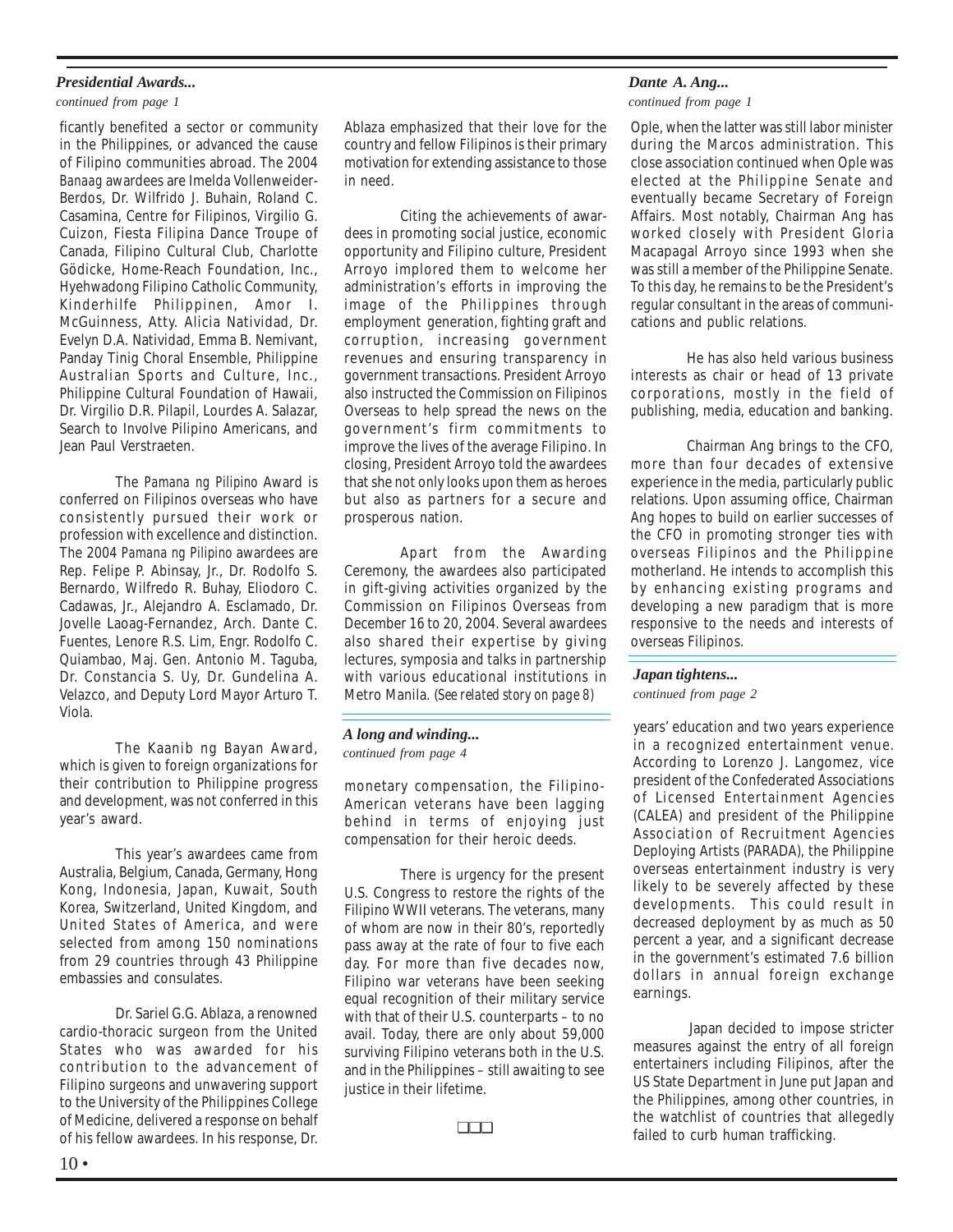### *Presidential Awards...*

*continued from page 1*

ficantly benefited a sector or community in the Philippines, or advanced the cause of Filipino communities abroad. The 2004 *Banaag* awardees are Imelda Vollenweider-Berdos, Dr. Wilfrido J. Buhain, Roland C. Casamina, Centre for Filipinos, Virgilio G. Cuizon, Fiesta Filipina Dance Troupe of Canada, Filipino Cultural Club, Charlotte Gödicke, Home-Reach Foundation, Inc., Hyehwadong Filipino Catholic Community, Kinderhilfe Philippinen, Amor I. McGuinness, Atty. Alicia Natividad, Dr. Evelyn D.A. Natividad, Emma B. Nemivant, Panday Tinig Choral Ensemble, Philippine Australian Sports and Culture, Inc., Philippine Cultural Foundation of Hawaii, Dr. Virgilio D.R. Pilapil, Lourdes A. Salazar, Search to Involve Pilipino Americans, and Jean Paul Verstraeten.

The *Pamana ng Pilipino* Award is conferred on Filipinos overseas who have consistently pursued their work or profession with excellence and distinction. The 2004 *Pamana ng Pilipino* awardees are Rep. Felipe P. Abinsay, Jr., Dr. Rodolfo S. Bernardo, Wilfredo R. Buhay, Eliodoro C. Cadawas, Jr., Alejandro A. Esclamado, Dr. Jovelle Laoag-Fernandez, Arch. Dante C. Fuentes, Lenore R.S. Lim, Engr. Rodolfo C. Quiambao, Maj. Gen. Antonio M. Taguba, Dr. Constancia S. Uy, Dr. Gundelina A. Velazco, and Deputy Lord Mayor Arturo T. Viola.

The Kaanib ng Bayan Award, which is given to foreign organizations for their contribution to Philippine progress and development, was not conferred in this year's award.

This year's awardees came from Australia, Belgium, Canada, Germany, Hong Kong, Indonesia, Japan, Kuwait, South Korea, Switzerland, United Kingdom, and United States of America, and were selected from among 150 nominations from 29 countries through 43 Philippine embassies and consulates.

Dr. Sariel G.G. Ablaza, a renowned cardio-thoracic surgeon from the United States who was awarded for his contribution to the advancement of Filipino surgeons and unwavering support to the University of the Philippines College of Medicine, delivered a response on behalf of his fellow awardees. In his response, Dr. Ablaza emphasized that their love for the country and fellow Filipinos is their primary motivation for extending assistance to those in need.

Citing the achievements of awardees in promoting social justice, economic opportunity and Filipino culture, President Arroyo implored them to welcome her administration's efforts in improving the image of the Philippines through employment generation, fighting graft and corruption, increasing government revenues and ensuring transparency in government transactions. President Arroyo also instructed the Commission on Filipinos Overseas to help spread the news on the government's firm commitments to improve the lives of the average Filipino. In closing, President Arroyo told the awardees that she not only looks upon them as heroes but also as partners for a secure and prosperous nation.

Apart from the Awarding Ceremony, the awardees also participated in gift-giving activities organized by the Commission on Filipinos Overseas from December 16 to 20, 2004. Several awardees also shared their expertise by giving lectures, symposia and talks in partnership with various educational institutions in Metro Manila. *(See related story on page 8)*

### *A long and winding...*

*continued from page 4*

monetary compensation, the Filipino-American veterans have been lagging behind in terms of enjoying just compensation for their heroic deeds.

There is urgency for the present U.S. Congress to restore the rights of the Filipino WWII veterans. The veterans, many of whom are now in their 80's, reportedly pass away at the rate of four to five each day. For more than five decades now, Filipino war veterans have been seeking equal recognition of their military service with that of their U.S. counterparts – to no avail. Today, there are only about 59,000 surviving Filipino veterans both in the U.S. and in the Philippines – still awaiting to see justice in their lifetime.

❑❑❑

### *Dante A. Ang...*

*continued from page 1*

Ople, when the latter was still labor minister during the Marcos administration. This close association continued when Ople was elected at the Philippine Senate and eventually became Secretary of Foreign Affairs. Most notably, Chairman Ang has worked closely with President Gloria Macapagal Arroyo since 1993 when she was still a member of the Philippine Senate. To this day, he remains to be the President's regular consultant in the areas of communications and public relations.

He has also held various business interests as chair or head of 13 private corporations, mostly in the field of publishing, media, education and banking.

Chairman Ang brings to the CFO, more than four decades of extensive experience in the media, particularly public relations. Upon assuming office, Chairman Ang hopes to build on earlier successes of the CFO in promoting stronger ties with overseas Filipinos and the Philippine motherland. He intends to accomplish this by enhancing existing programs and developing a new paradigm that is more responsive to the needs and interests of overseas Filipinos.

### *Japan tightens...*

*continued from page 2*

years' education and two years experience in a recognized entertainment venue. According to Lorenzo J. Langomez, vice president of the Confederated Associations of Licensed Entertainment Agencies (CALEA) and president of the Philippine Association of Recruitment Agencies Deploying Artists (PARADA), the Philippine overseas entertainment industry is very likely to be severely affected by these developments. This could result in decreased deployment by as much as 50 percent a year, and a significant decrease in the government's estimated 7.6 billion dollars in annual foreign exchange earnings.

Japan decided to impose stricter measures against the entry of all foreign entertainers including Filipinos, after the US State Department in June put Japan and the Philippines, among other countries, in the watchlist of countries that allegedly failed to curb human trafficking.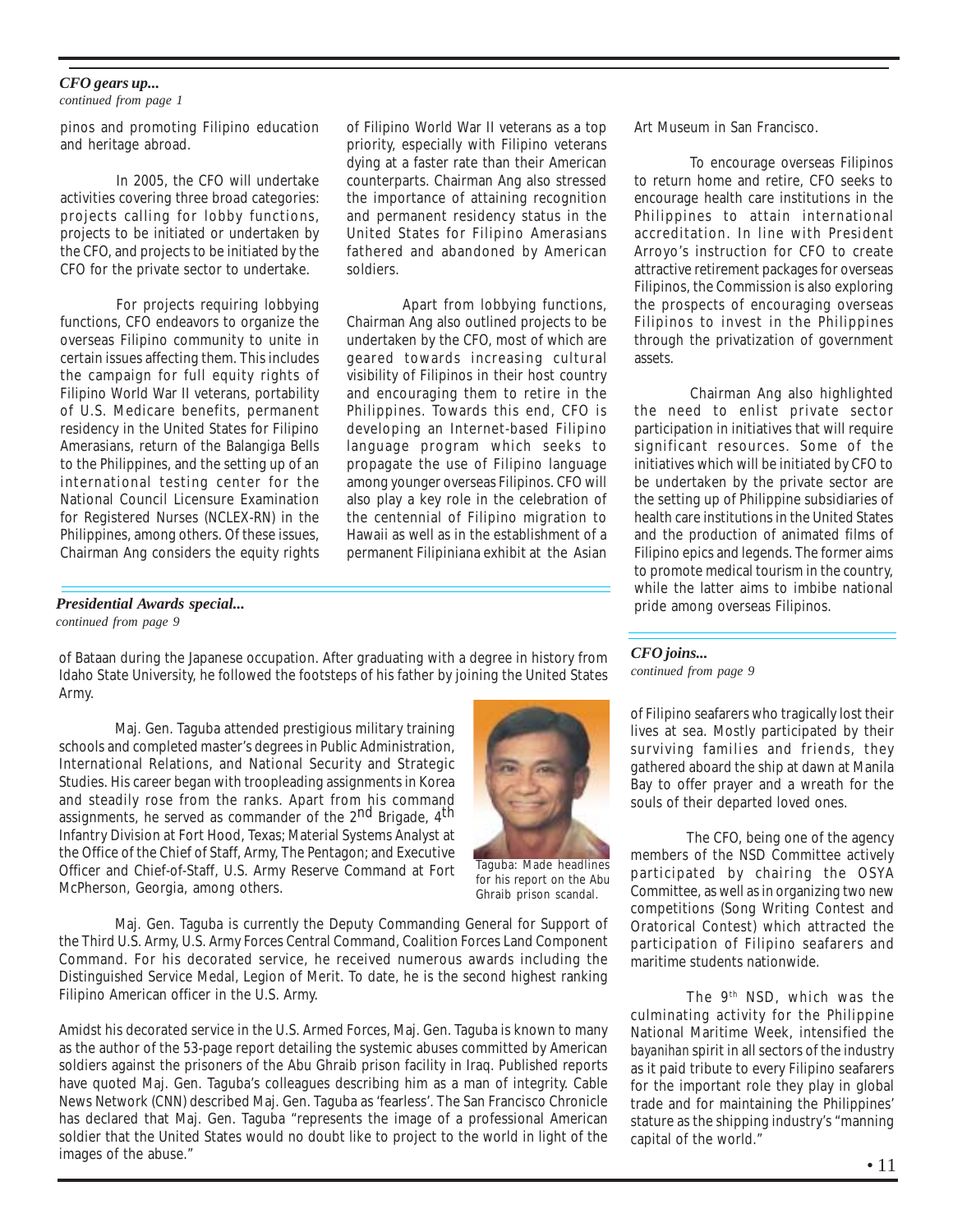*CFO gears up...*
*continued from page 1*

pinos and promoting Filipino education and heritage abroad.

In 2005, the CFO will undertake activities covering three broad categories: projects calling for lobby functions, projects to be initiated or undertaken by the CFO, and projects to be initiated by the CFO for the private sector to undertake.

For projects requiring lobbying functions, CFO endeavors to organize the overseas Filipino community to unite in certain issues affecting them. This includes the campaign for full equity rights of Filipino World War II veterans, portability of U.S. Medicare benefits, permanent residency in the United States for Filipino Amerasians, return of the Balangiga Bells to the Philippines, and the setting up of an international testing center for the National Council Licensure Examination for Registered Nurses (NCLEX-RN) in the Philippines, among others. Of these issues, Chairman Ang considers the equity rights of Filipino World War II veterans as a top priority, especially with Filipino veterans dying at a faster rate than their American counterparts. Chairman Ang also stressed the importance of attaining recognition and permanent residency status in the United States for Filipino Amerasians fathered and abandoned by American soldiers.

Apart from lobbying functions, Chairman Ang also outlined projects to be undertaken by the CFO, most of which are geared towards increasing cultural visibility of Filipinos in their host country and encouraging them to retire in the Philippines. Towards this end, CFO is developing an Internet-based Filipino language program which seeks to propagate the use of Filipino language among younger overseas Filipinos. CFO will also play a key role in the celebration of the centennial of Filipino migration to Hawaii as well as in the establishment of a permanent Filipiniana exhibit at the Asian Art Museum in San Francisco.

To encourage overseas Filipinos to return home and retire, CFO seeks to encourage health care institutions in the Philippines to attain international accreditation. In line with President Arroyo's instruction for CFO to create attractive retirement packages for overseas Filipinos, the Commission is also exploring the prospects of encouraging overseas Filipinos to invest in the Philippines through the privatization of government assets.

Chairman Ang also highlighted the need to enlist private sector participation in initiatives that will require significant resources. Some of the initiatives which will be initiated by CFO to be undertaken by the private sector are the setting up of Philippine subsidiaries of health care institutions in the United States and the production of animated films of Filipino epics and legends. The former aims to promote medical tourism in the country, while the latter aims to imbibe national pride among overseas Filipinos.

*Presidential Awards special...*
*continued from page 9*

of Bataan during the Japanese occupation. After graduating with a degree in history from Idaho State University, he followed the footsteps of his father by joining the United States Army.

Maj. Gen. Taguba attended prestigious military training schools and completed master's degrees in Public Administration, International Relations, and National Security and Strategic Studies. His career began with troopleading assignments in Korea and steadily rose from the ranks. Apart from his command assignments, he served as commander of the 2nd Brigade, 4th Infantry Division at Fort Hood, Texas; Material Systems Analyst at the Office of the Chief of Staff, Army, The Pentagon; and Executive Officer and Chief-of-Staff, U.S. Army Reserve Command at Fort McPherson, Georgia, among others.

Taguba: Made headlines for his report on the Abu Ghraib prison scandal.

Maj. Gen. Taguba is currently the Deputy Commanding General for Support of the Third U.S. Army, U.S. Army Forces Central Command, Coalition Forces Land Component Command. For his decorated service, he received numerous awards including the Distinguished Service Medal, Legion of Merit. To date, he is the second highest ranking Filipino American officer in the U.S. Army.

Amidst his decorated service in the U.S. Armed Forces, Maj. Gen. Taguba is known to many as the author of the 53-page report detailing the systemic abuses committed by American soldiers against the prisoners of the Abu Ghraib prison facility in Iraq. Published reports have quoted Maj. Gen. Taguba's colleagues describing him as a man of integrity. Cable News Network (CNN) described Maj. Gen. Taguba as 'fearless'. The San Francisco Chronicle has declared that Maj. Gen. Taguba "represents the image of a professional American soldier that the United States would no doubt like to project to the world in light of the images of the abuse."

*CFO joins...*
*continued from page 9*

of Filipino seafarers who tragically lost their lives at sea. Mostly participated by their surviving families and friends, they gathered aboard the ship at dawn at Manila Bay to offer prayer and a wreath for the souls of their departed loved ones.

The CFO, being one of the agency members of the NSD Committee actively participated by chairing the OSYA Committee, as well as in organizing two new competitions (Song Writing Contest and Oratorical Contest) which attracted the participation of Filipino seafarers and maritime students nationwide.

The 9th NSD, which was the culminating activity for the Philippine National Maritime Week, intensified the *bayanihan* spirit in all sectors of the industry as it paid tribute to every Filipino seafarers for the important role they play in global trade and for maintaining the Philippines' stature as the shipping industry's "manning capital of the world."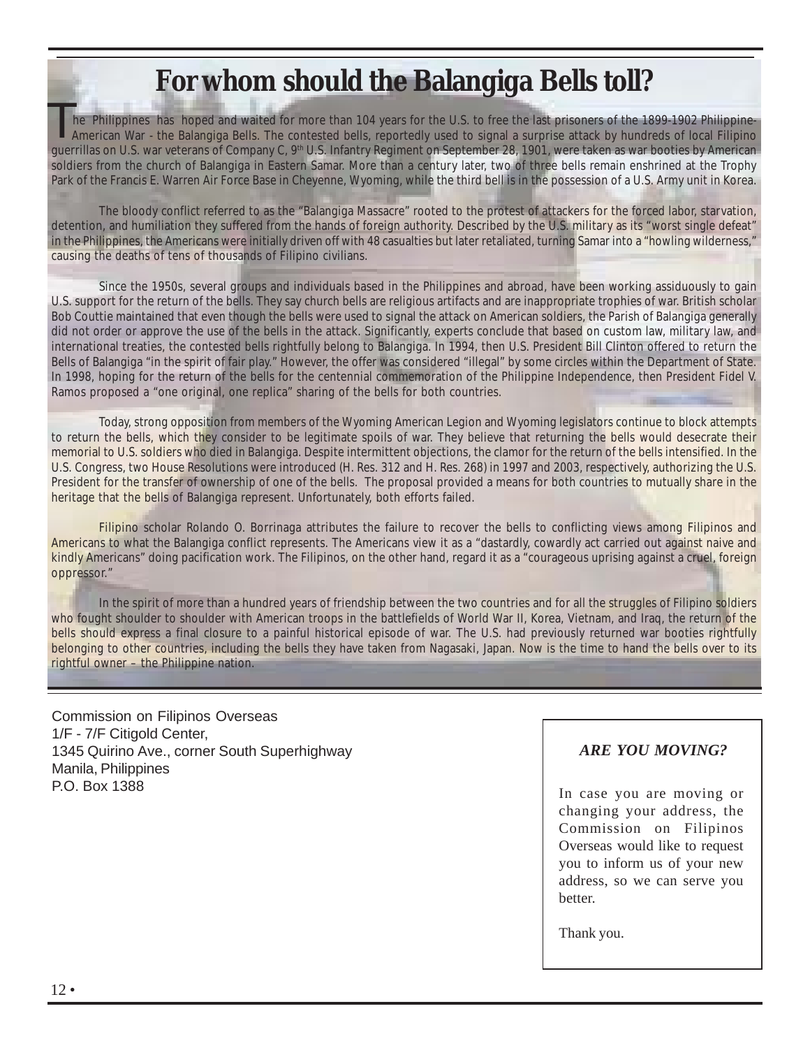# For whom should the Balangiga Bells toll?

The Philippines has hoped and waited for more than 104 years for the U.S. to free the last prisoners of the 1899-1902 Philippine-American War - the Balangiga Bells. The contested bells, reportedly used to signal a surprise attack by hundreds of local Filipino guerrillas on U.S. war veterans of Company C, 9th U.S. Infantry Regiment on September 28, 1901, were taken as war booties by American soldiers from the church of Balangiga in Eastern Samar. More than a century later, two of three bells remain enshrined at the Trophy Park of the Francis E. Warren Air Force Base in Cheyenne, Wyoming, while the third bell is in the possession of a U.S. Army unit in Korea.

The bloody conflict referred to as the "Balangiga Massacre" rooted to the protest of attackers for the forced labor, starvation, detention, and humiliation they suffered from the hands of foreign authority. Described by the U.S. military as its "worst single defeat" in the Philippines, the Americans were initially driven off with 48 casualties but later retaliated, turning Samar into a "howling wilderness," causing the deaths of tens of thousands of Filipino civilians.

Since the 1950s, several groups and individuals based in the Philippines and abroad, have been working assiduously to gain U.S. support for the return of the bells. They say church bells are religious artifacts and are inappropriate trophies of war. British scholar Bob Couttie maintained that even though the bells were used to signal the attack on American soldiers, the Parish of Balangiga generally did not order or approve the use of the bells in the attack. Significantly, experts conclude that based on custom law, military law, and international treaties, the contested bells rightfully belong to Balangiga. In 1994, then U.S. President Bill Clinton offered to return the Bells of Balangiga "in the spirit of fair play." However, the offer was considered "illegal" by some circles within the Department of State. In 1998, hoping for the return of the bells for the centennial commemoration of the Philippine Independence, then President Fidel V. Ramos proposed a "one original, one replica" sharing of the bells for both countries.

Today, strong opposition from members of the Wyoming American Legion and Wyoming legislators continue to block attempts to return the bells, which they consider to be legitimate spoils of war. They believe that returning the bells would desecrate their memorial to U.S. soldiers who died in Balangiga. Despite intermittent objections, the clamor for the return of the bells intensified. In the U.S. Congress, two House Resolutions were introduced (H. Res. 312 and H. Res. 268) in 1997 and 2003, respectively, authorizing the U.S. President for the transfer of ownership of one of the bells. The proposal provided a means for both countries to mutually share in the heritage that the bells of Balangiga represent. Unfortunately, both efforts failed.

Filipino scholar Rolando O. Borrinaga attributes the failure to recover the bells to conflicting views among Filipinos and Americans to what the Balangiga conflict represents. The Americans view it as a "dastardly, cowardly act carried out against naive and kindly Americans" doing pacification work. The Filipinos, on the other hand, regard it as a "courageous uprising against a cruel, foreign oppressor."

In the spirit of more than a hundred years of friendship between the two countries and for all the struggles of Filipino soldiers who fought shoulder to shoulder with American troops in the battlefields of World War II, Korea, Vietnam, and Iraq, the return of the bells should express a final closure to a painful historical episode of war. The U.S. had previously returned war booties rightfully belonging to other countries, including the bells they have taken from Nagasaki, Japan. Now is the time to hand the bells over to its rightful owner – the Philippine nation.

Commission on Filipinos Overseas
1/F - 7/F Citigold Center,
1345 Quirino Ave., corner South Superhighway
Manila, Philippines
P.O. Box 1388

***ARE YOU MOVING?***

In case you are moving or changing your address, the Commission on Filipinos Overseas would like to request you to inform us of your new address, so we can serve you better.

Thank you.